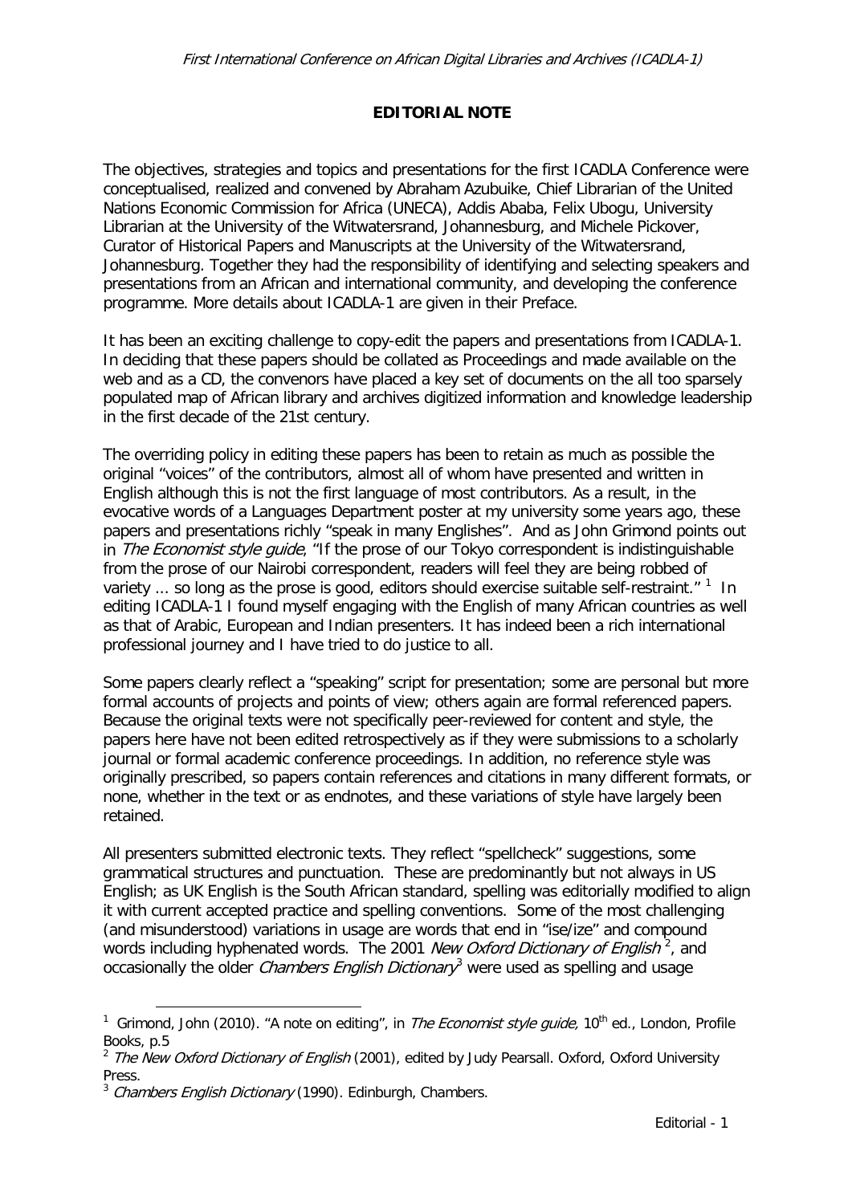## EDITORIAL NOTE

The objectives, strategies and topics and presentations for the first ICADLA Conference were conceptualised, realized and convened by Abraham Azubuike, Chief Librarian of the United Nations Economic Commission for Africa (UNECA), Addis Ababa, Felix Ubogu, University Librarian at the University of the Witwatersrand, Johannesburg, and Michele Pickover, Curator of Historical Papers and Manuscripts at the University of the Witwatersrand, Johannesburg. Together they had the responsibility of identifying and selecting speakers and presentations from an African and international community, and developing the conference programme. More details about ICADLA-1 are given in their Preface.

It has been an exciting challenge to copy-edit the papers and presentations from ICADLA-1. In deciding that these papers should be collated as Proceedings and made available on the web and as a CD, the convenors have placed a key set of documents on the all too sparsely populated map of African library and archives digitized information and knowledge leadership in the first decade of the 21st century.

The overriding policy in editing these papers has been to retain as much as possible the original "voices" of the contributors, almost all of whom have presented and written in English although this is not the first language of most contributors. As a result, in the evocative words of a Languages Department poster at my university some years ago, these papers and presentations richly "speak in many Englishes". And as John Grimond points out in *The Economist style guide*, "If the prose of our Tokyo correspondent is indistinguishable from the prose of our Nairobi correspondent, readers will feel they are being robbed of variety ... so long as the prose is good, editors should exercise suitable self-restraint." [1] In editing ICADLA-1 I found myself engaging with the English of many African countries as well as that of Arabic, European and Indian presenters. It has indeed been a rich international professional journey and I have tried to do justice to all.

Some papers clearly reflect a "speaking" script for presentation; some are personal but more formal accounts of projects and points of view; others again are formal referenced papers. Because the original texts were not specifically peer-reviewed for content and style, the papers here have not been edited retrospectively as if they were submissions to a scholarly journal or formal academic conference proceedings. In addition, no reference style was originally prescribed, so papers contain references and citations in many different formats, or none, whether in the text or as endnotes, and these variations of style have largely been retained.

All presenters submitted electronic texts. They reflect "spellcheck" suggestions, some grammatical structures and punctuation. These are predominantly but not always in US English; as UK English is the South African standard, spelling was editorially modified to align it with current accepted practice and spelling conventions. Some of the most challenging (and misunderstood) variations in usage are words that end in "ise/ize" and compound words including hyphenated words. The 2001 *New Oxford Dictionary of English* [2], and occasionally the older *Chambers English Dictionary*[3] were used as spelling and usage

---

[1] Grimond, John (2010). "A note on editing", in *The Economist style guide,* 10th ed., London, Profile Books, p.5

[2] *The New Oxford Dictionary of English* (2001), edited by Judy Pearsall. Oxford, Oxford University Press.

[3] *Chambers English Dictionary* (1990). Edinburgh, Chambers.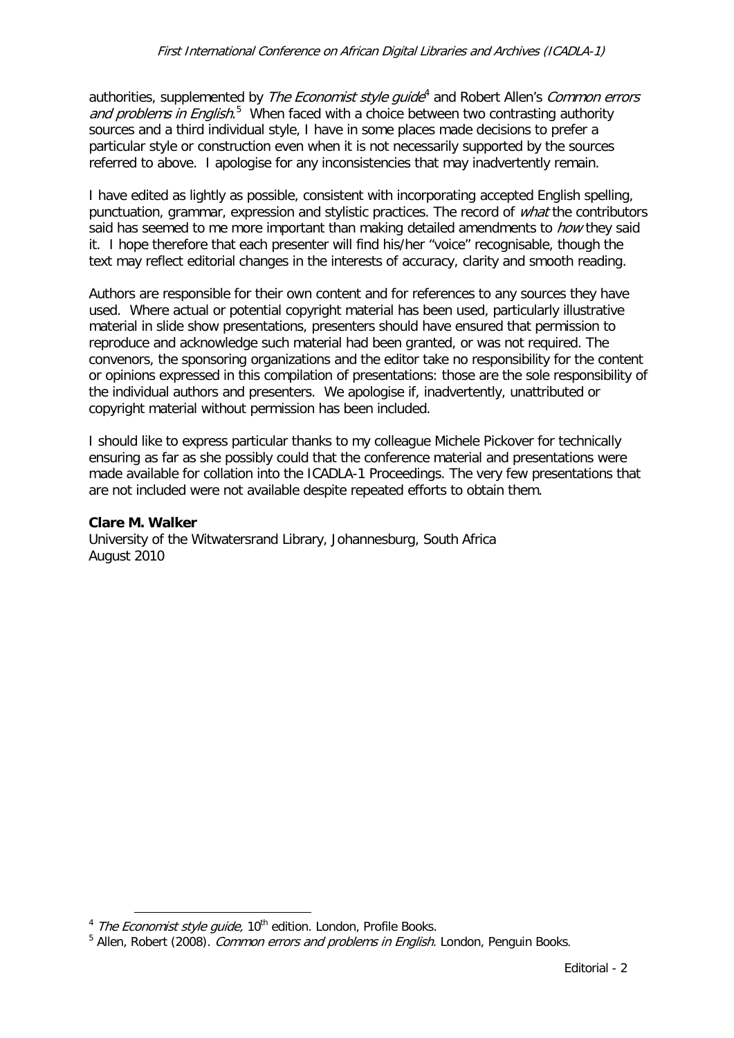authorities, supplemented by *The Economist style guide*[4] and Robert Allen's *Common errors and problems in English*.[5] When faced with a choice between two contrasting authority sources and a third individual style, I have in some places made decisions to prefer a particular style or construction even when it is not necessarily supported by the sources referred to above. I apologise for any inconsistencies that may inadvertently remain.

I have edited as lightly as possible, consistent with incorporating accepted English spelling, punctuation, grammar, expression and stylistic practices. The record of *what* the contributors said has seemed to me more important than making detailed amendments to *how* they said it. I hope therefore that each presenter will find his/her "voice" recognisable, though the text may reflect editorial changes in the interests of accuracy, clarity and smooth reading.

Authors are responsible for their own content and for references to any sources they have used. Where actual or potential copyright material has been used, particularly illustrative material in slide show presentations, presenters should have ensured that permission to reproduce and acknowledge such material had been granted, or was not required. The convenors, the sponsoring organizations and the editor take no responsibility for the content or opinions expressed in this compilation of presentations: those are the sole responsibility of the individual authors and presenters. We apologise if, inadvertently, unattributed or copyright material without permission has been included.

I should like to express particular thanks to my colleague Michele Pickover for technically ensuring as far as she possibly could that the conference material and presentations were made available for collation into the ICADLA-1 Proceedings. The very few presentations that are not included were not available despite repeated efforts to obtain them.

**Clare M. Walker**
University of the Witwatersrand Library, Johannesburg, South Africa
August 2010

---

[4] *The Economist style guide*, 10th edition. London, Profile Books.

[5] Allen, Robert (2008). *Common errors and problems in English*. London, Penguin Books.